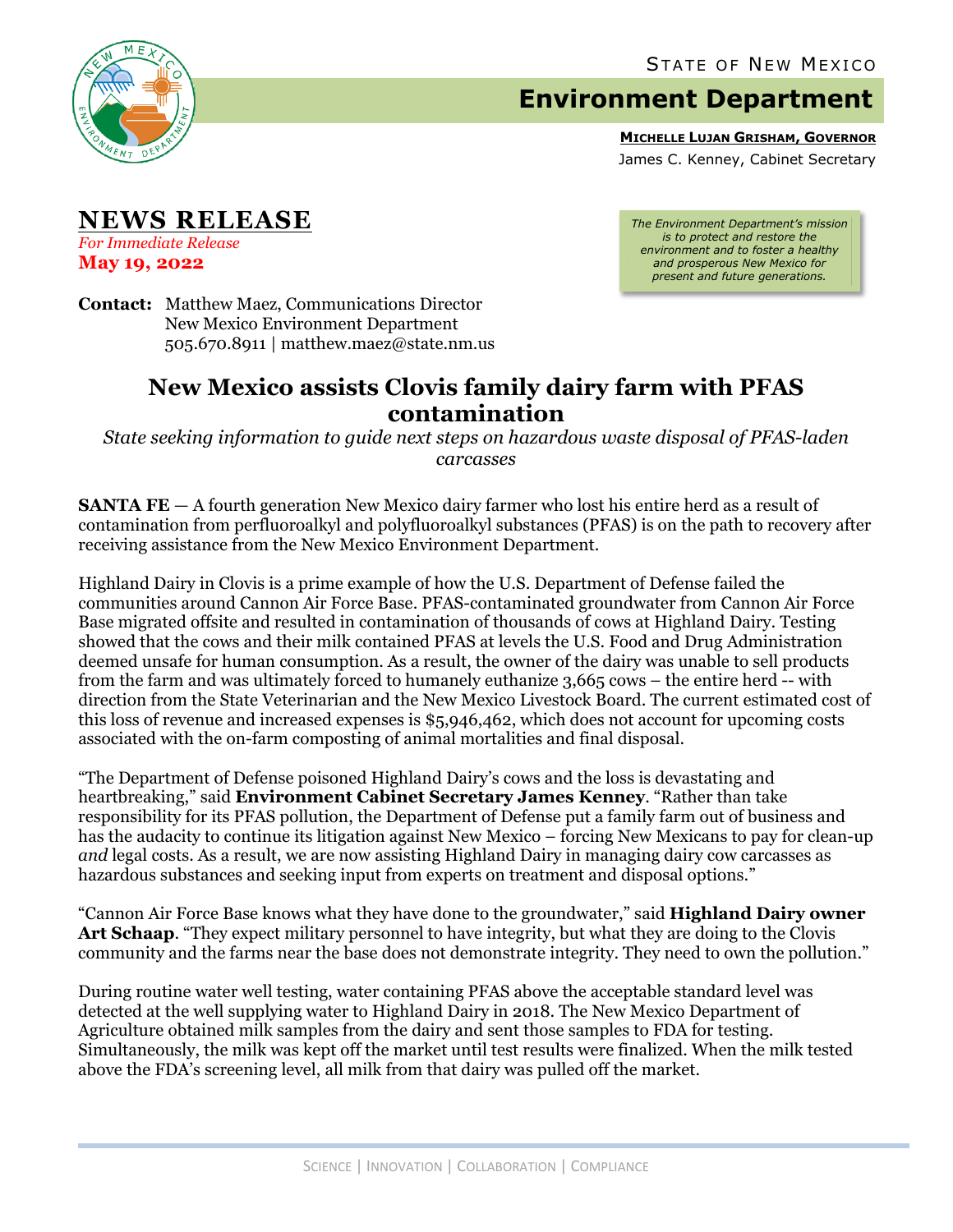STATE OF NEW MEXICO

# Environment Department

**MICHELLE LUJAN GRISHAM, GOVERNOR**

James C. Kenney, Cabinet Secretary

## NEWS RELEASE

*For Immediate Release*

**May 19, 2022**

*The Environment Department's mission is to protect and restore the environment and to foster a healthy and prosperous New Mexico for present and future generations.*

**Contact:** Matthew Maez, Communications Director
New Mexico Environment Department
505.670.8911 | matthew.maez@state.nm.us

# New Mexico assists Clovis family dairy farm with PFAS contamination

*State seeking information to guide next steps on hazardous waste disposal of PFAS-laden carcasses*

**SANTA FE** — A fourth generation New Mexico dairy farmer who lost his entire herd as a result of contamination from perfluoroalkyl and polyfluoroalkyl substances (PFAS) is on the path to recovery after receiving assistance from the New Mexico Environment Department.

Highland Dairy in Clovis is a prime example of how the U.S. Department of Defense failed the communities around Cannon Air Force Base. PFAS-contaminated groundwater from Cannon Air Force Base migrated offsite and resulted in contamination of thousands of cows at Highland Dairy. Testing showed that the cows and their milk contained PFAS at levels the U.S. Food and Drug Administration deemed unsafe for human consumption. As a result, the owner of the dairy was unable to sell products from the farm and was ultimately forced to humanely euthanize 3,665 cows – the entire herd -- with direction from the State Veterinarian and the New Mexico Livestock Board. The current estimated cost of this loss of revenue and increased expenses is $5,946,462, which does not account for upcoming costs associated with the on-farm composting of animal mortalities and final disposal.

"The Department of Defense poisoned Highland Dairy's cows and the loss is devastating and heartbreaking," said **Environment Cabinet Secretary James Kenney**. "Rather than take responsibility for its PFAS pollution, the Department of Defense put a family farm out of business and has the audacity to continue its litigation against New Mexico – forcing New Mexicans to pay for clean-up *and* legal costs. As a result, we are now assisting Highland Dairy in managing dairy cow carcasses as hazardous substances and seeking input from experts on treatment and disposal options."

"Cannon Air Force Base knows what they have done to the groundwater," said **Highland Dairy owner Art Schaap**. "They expect military personnel to have integrity, but what they are doing to the Clovis community and the farms near the base does not demonstrate integrity. They need to own the pollution."

During routine water well testing, water containing PFAS above the acceptable standard level was detected at the well supplying water to Highland Dairy in 2018. The New Mexico Department of Agriculture obtained milk samples from the dairy and sent those samples to FDA for testing. Simultaneously, the milk was kept off the market until test results were finalized. When the milk tested above the FDA's screening level, all milk from that dairy was pulled off the market.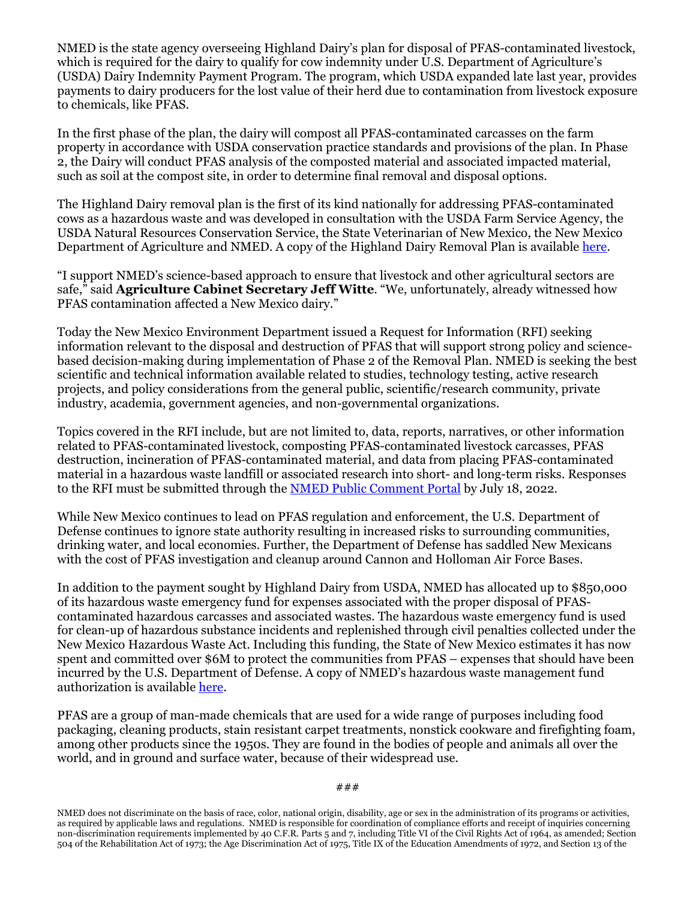NMED is the state agency overseeing Highland Dairy's plan for disposal of PFAS-contaminated livestock, which is required for the dairy to qualify for cow indemnity under U.S. Department of Agriculture's (USDA) Dairy Indemnity Payment Program. The program, which USDA expanded late last year, provides payments to dairy producers for the lost value of their herd due to contamination from livestock exposure to chemicals, like PFAS.

In the first phase of the plan, the dairy will compost all PFAS-contaminated carcasses on the farm property in accordance with USDA conservation practice standards and provisions of the plan. In Phase 2, the Dairy will conduct PFAS analysis of the composted material and associated impacted material, such as soil at the compost site, in order to determine final removal and disposal options.

The Highland Dairy removal plan is the first of its kind nationally for addressing PFAS-contaminated cows as a hazardous waste and was developed in consultation with the USDA Farm Service Agency, the USDA Natural Resources Conservation Service, the State Veterinarian of New Mexico, the New Mexico Department of Agriculture and NMED. A copy of the Highland Dairy Removal Plan is available here.

"I support NMED's science-based approach to ensure that livestock and other agricultural sectors are safe," said **Agriculture Cabinet Secretary Jeff Witte**. "We, unfortunately, already witnessed how PFAS contamination affected a New Mexico dairy."

Today the New Mexico Environment Department issued a Request for Information (RFI) seeking information relevant to the disposal and destruction of PFAS that will support strong policy and science-based decision-making during implementation of Phase 2 of the Removal Plan. NMED is seeking the best scientific and technical information available related to studies, technology testing, active research projects, and policy considerations from the general public, scientific/research community, private industry, academia, government agencies, and non-governmental organizations.

Topics covered in the RFI include, but are not limited to, data, reports, narratives, or other information related to PFAS-contaminated livestock, composting PFAS-contaminated livestock carcasses, PFAS destruction, incineration of PFAS-contaminated material, and data from placing PFAS-contaminated material in a hazardous waste landfill or associated research into short- and long-term risks. Responses to the RFI must be submitted through the NMED Public Comment Portal by July 18, 2022.

While New Mexico continues to lead on PFAS regulation and enforcement, the U.S. Department of Defense continues to ignore state authority resulting in increased risks to surrounding communities, drinking water, and local economies. Further, the Department of Defense has saddled New Mexicans with the cost of PFAS investigation and cleanup around Cannon and Holloman Air Force Bases.

In addition to the payment sought by Highland Dairy from USDA, NMED has allocated up to $850,000 of its hazardous waste emergency fund for expenses associated with the proper disposal of PFAS-contaminated hazardous carcasses and associated wastes. The hazardous waste emergency fund is used for clean-up of hazardous substance incidents and replenished through civil penalties collected under the New Mexico Hazardous Waste Act. Including this funding, the State of New Mexico estimates it has now spent and committed over $6M to protect the communities from PFAS – expenses that should have been incurred by the U.S. Department of Defense. A copy of NMED's hazardous waste management fund authorization is available here.

PFAS are a group of man-made chemicals that are used for a wide range of purposes including food packaging, cleaning products, stain resistant carpet treatments, nonstick cookware and firefighting foam, among other products since the 1950s. They are found in the bodies of people and animals all over the world, and in ground and surface water, because of their widespread use.

###

NMED does not discriminate on the basis of race, color, national origin, disability, age or sex in the administration of its programs or activities, as required by applicable laws and regulations. NMED is responsible for coordination of compliance efforts and receipt of inquiries concerning non-discrimination requirements implemented by 40 C.F.R. Parts 5 and 7, including Title VI of the Civil Rights Act of 1964, as amended; Section 504 of the Rehabilitation Act of 1973; the Age Discrimination Act of 1975, Title IX of the Education Amendments of 1972, and Section 13 of the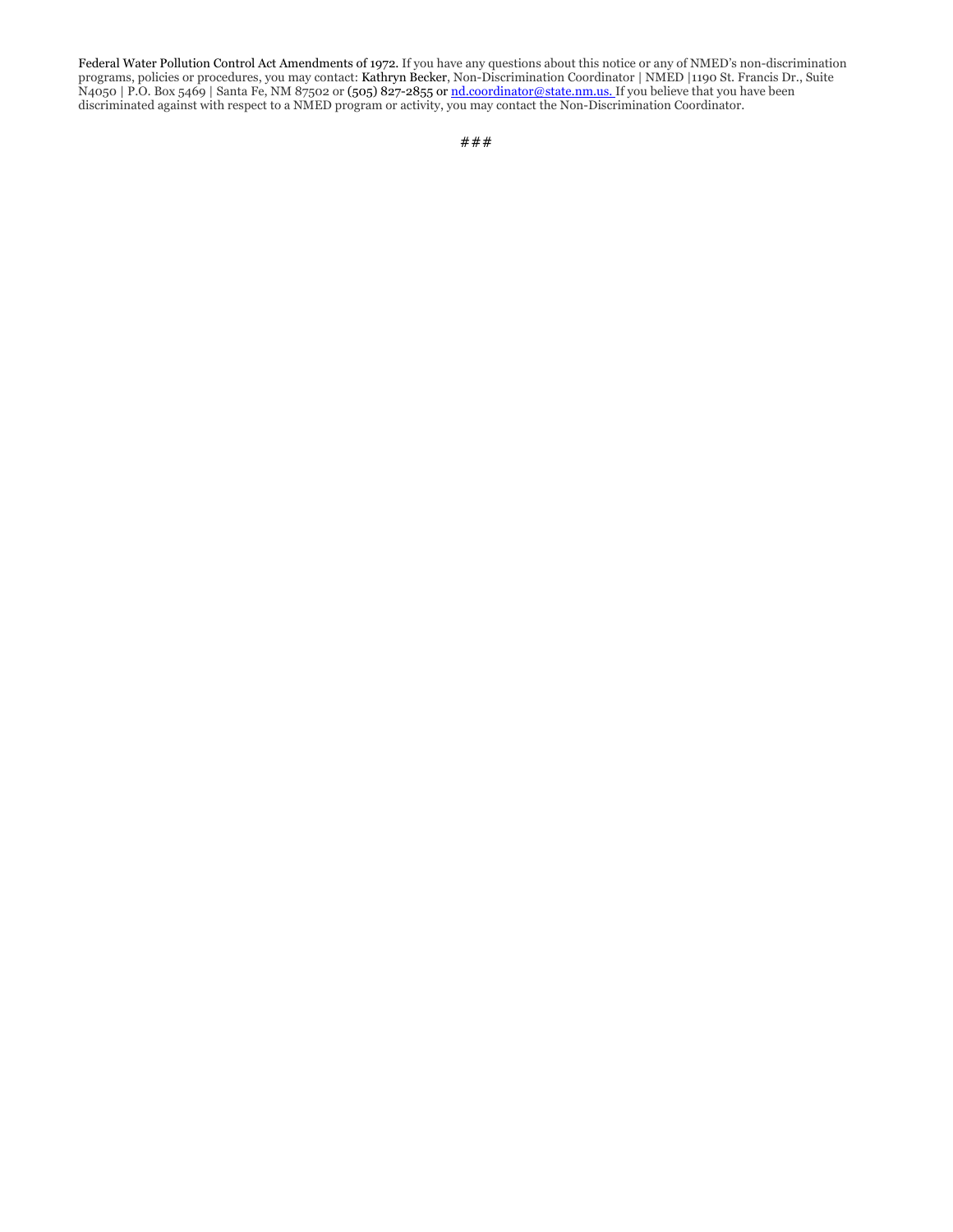Federal Water Pollution Control Act Amendments of 1972. If you have any questions about this notice or any of NMED's non-discrimination programs, policies or procedures, you may contact: Kathryn Becker, Non-Discrimination Coordinator | NMED |1190 St. Francis Dr., Suite N4050 | P.O. Box 5469 | Santa Fe, NM 87502 or (505) 827-2855 or nd.coordinator@state.nm.us. If you believe that you have been discriminated against with respect to a NMED program or activity, you may contact the Non-Discrimination Coordinator.

###